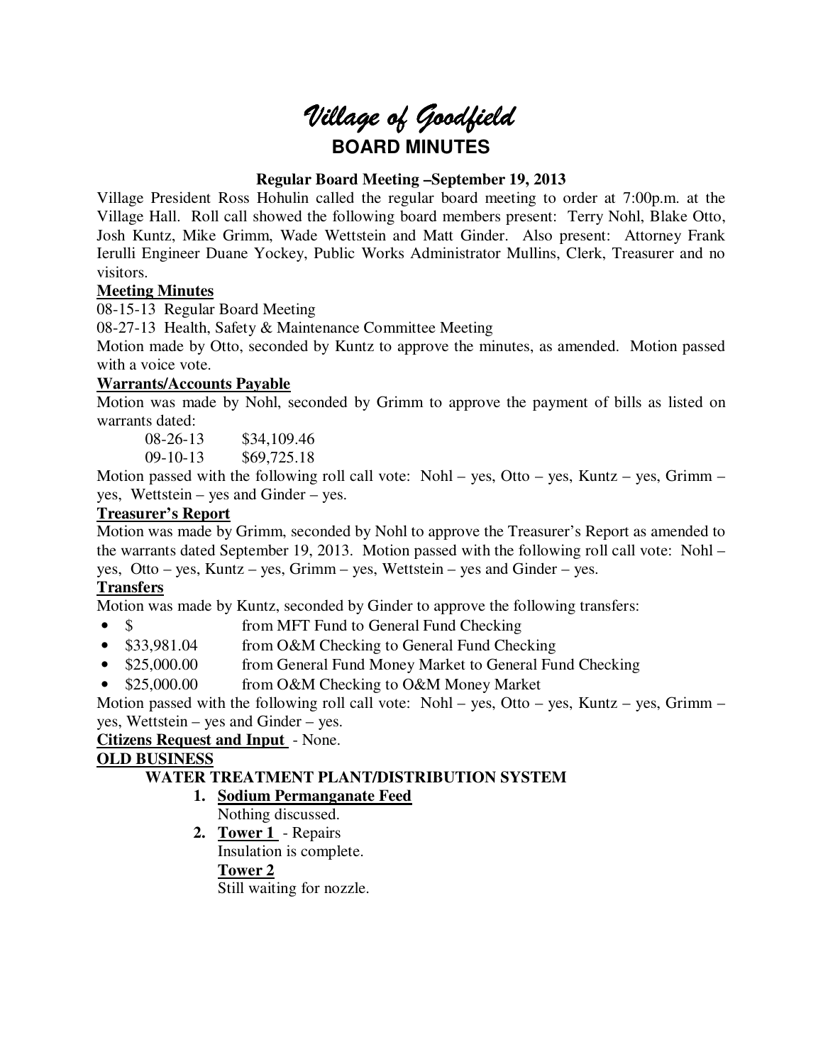# Village of Goodfield

## BOARD MINUTES

**Regular Board Meeting –September 19, 2013**

Village President Ross Hohulin called the regular board meeting to order at 7:00p.m. at the Village Hall. Roll call showed the following board members present: Terry Nohl, Blake Otto, Josh Kuntz, Mike Grimm, Wade Wettstein and Matt Ginder. Also present: Attorney Frank Ierulli Engineer Duane Yockey, Public Works Administrator Mullins, Clerk, Treasurer and no visitors.

**Meeting Minutes**

08-15-13 Regular Board Meeting

08-27-13 Health, Safety & Maintenance Committee Meeting

Motion made by Otto, seconded by Kuntz to approve the minutes, as amended. Motion passed with a voice vote.

**Warrants/Accounts Payable**

Motion was made by Nohl, seconded by Grimm to approve the payment of bills as listed on warrants dated:

08-26-13 $34,109.46

09-10-13 $69,725.18

Motion passed with the following roll call vote: Nohl – yes, Otto – yes, Kuntz – yes, Grimm – yes, Wettstein – yes and Ginder – yes.

**Treasurer's Report**

Motion was made by Grimm, seconded by Nohl to approve the Treasurer's Report as amended to the warrants dated September 19, 2013. Motion passed with the following roll call vote: Nohl – yes, Otto – yes, Kuntz – yes, Grimm – yes, Wettstein – yes and Ginder – yes.

**Transfers**

Motion was made by Kuntz, seconded by Ginder to approve the following transfers:

- $ from MFT Fund to General Fund Checking
- $33,981.04 from O&M Checking to General Fund Checking
- $25,000.00 from General Fund Money Market to General Fund Checking
- $25,000.00 from O&M Checking to O&M Money Market

Motion passed with the following roll call vote: Nohl – yes, Otto – yes, Kuntz – yes, Grimm – yes, Wettstein – yes and Ginder – yes.

**Citizens Request and Input** - None.

**OLD BUSINESS**

**WATER TREATMENT PLANT/DISTRIBUTION SYSTEM**

1. **Sodium Permanganate Feed**
   Nothing discussed.
2. **Tower 1** - Repairs
   Insulation is complete.
   **Tower 2**
   Still waiting for nozzle.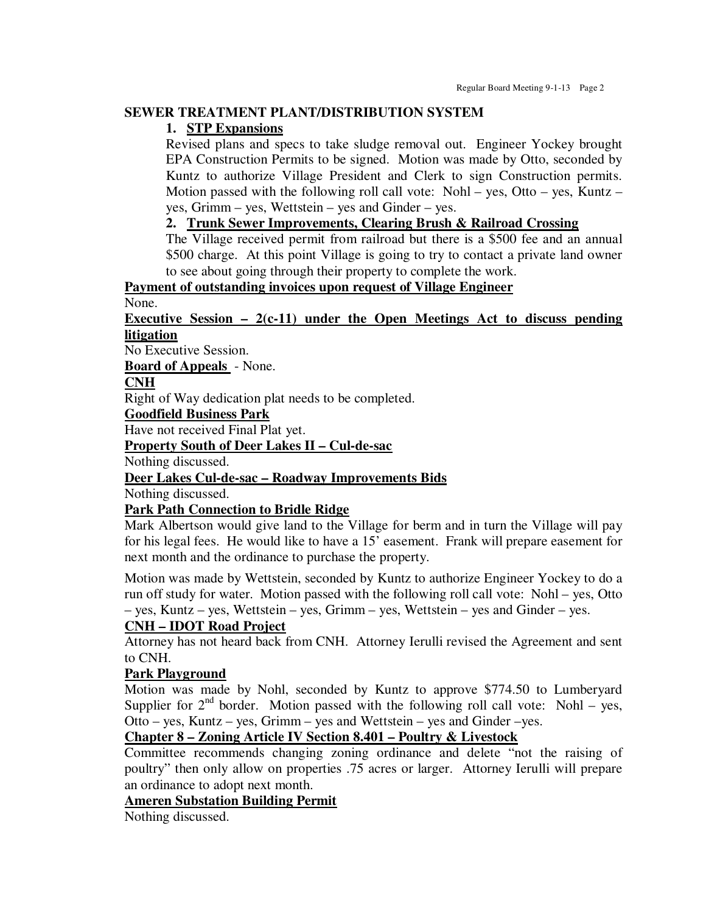**SEWER TREATMENT PLANT/DISTRIBUTION SYSTEM**

1. **STP Expansions**

   Revised plans and specs to take sludge removal out. Engineer Yockey brought EPA Construction Permits to be signed. Motion was made by Otto, seconded by Kuntz to authorize Village President and Clerk to sign Construction permits. Motion passed with the following roll call vote: Nohl – yes, Otto – yes, Kuntz – yes, Grimm – yes, Wettstein – yes and Ginder – yes.

2. **Trunk Sewer Improvements, Clearing Brush & Railroad Crossing**

   The Village received permit from railroad but there is a $500 fee and an annual $500 charge. At this point Village is going to try to contact a private land owner to see about going through their property to complete the work.

**Payment of outstanding invoices upon request of Village Engineer**

None.

**Executive Session – 2(c-11) under the Open Meetings Act to discuss pending litigation**

No Executive Session.

**Board of Appeals** - None.

**CNH**

Right of Way dedication plat needs to be completed.

**Goodfield Business Park**

Have not received Final Plat yet.

**Property South of Deer Lakes II – Cul-de-sac**

Nothing discussed.

**Deer Lakes Cul-de-sac – Roadway Improvements Bids**

Nothing discussed.

**Park Path Connection to Bridle Ridge**

Mark Albertson would give land to the Village for berm and in turn the Village will pay for his legal fees. He would like to have a 15' easement. Frank will prepare easement for next month and the ordinance to purchase the property.

Motion was made by Wettstein, seconded by Kuntz to authorize Engineer Yockey to do a run off study for water. Motion passed with the following roll call vote: Nohl – yes, Otto – yes, Kuntz – yes, Wettstein – yes, Grimm – yes, Wettstein – yes and Ginder – yes.

**CNH – IDOT Road Project**

Attorney has not heard back from CNH. Attorney Ierulli revised the Agreement and sent to CNH.

**Park Playground**

Motion was made by Nohl, seconded by Kuntz to approve $774.50 to Lumberyard Supplier for 2nd border. Motion passed with the following roll call vote: Nohl – yes, Otto – yes, Kuntz – yes, Grimm – yes and Wettstein – yes and Ginder –yes.

**Chapter 8 – Zoning Article IV Section 8.401 – Poultry & Livestock**

Committee recommends changing zoning ordinance and delete "not the raising of poultry" then only allow on properties .75 acres or larger. Attorney Ierulli will prepare an ordinance to adopt next month.

**Ameren Substation Building Permit**

Nothing discussed.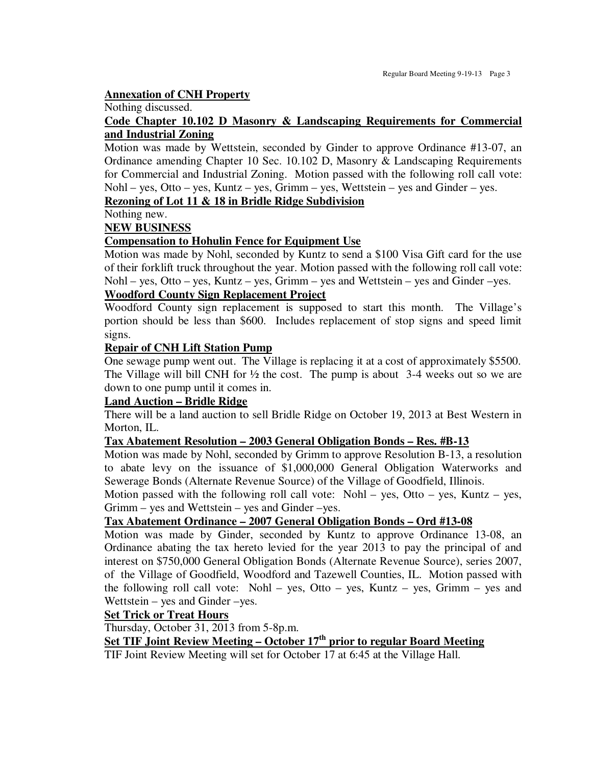**Annexation of CNH Property**

Nothing discussed.

**Code Chapter 10.102 D Masonry & Landscaping Requirements for Commercial and Industrial Zoning**

Motion was made by Wettstein, seconded by Ginder to approve Ordinance #13-07, an Ordinance amending Chapter 10 Sec. 10.102 D, Masonry & Landscaping Requirements for Commercial and Industrial Zoning. Motion passed with the following roll call vote: Nohl – yes, Otto – yes, Kuntz – yes, Grimm – yes, Wettstein – yes and Ginder – yes.

**Rezoning of Lot 11 & 18 in Bridle Ridge Subdivision**

Nothing new.

**NEW BUSINESS**

**Compensation to Hohulin Fence for Equipment Use**

Motion was made by Nohl, seconded by Kuntz to send a $100 Visa Gift card for the use of their forklift truck throughout the year. Motion passed with the following roll call vote: Nohl – yes, Otto – yes, Kuntz – yes, Grimm – yes and Wettstein – yes and Ginder –yes.

**Woodford County Sign Replacement Project**

Woodford County sign replacement is supposed to start this month. The Village's portion should be less than $600. Includes replacement of stop signs and speed limit signs.

**Repair of CNH Lift Station Pump**

One sewage pump went out. The Village is replacing it at a cost of approximately $5500. The Village will bill CNH for ½ the cost. The pump is about 3-4 weeks out so we are down to one pump until it comes in.

**Land Auction – Bridle Ridge**

There will be a land auction to sell Bridle Ridge on October 19, 2013 at Best Western in Morton, IL.

**Tax Abatement Resolution – 2003 General Obligation Bonds – Res. #B-13**

Motion was made by Nohl, seconded by Grimm to approve Resolution B-13, a resolution to abate levy on the issuance of $1,000,000 General Obligation Waterworks and Sewerage Bonds (Alternate Revenue Source) of the Village of Goodfield, Illinois.

Motion passed with the following roll call vote: Nohl – yes, Otto – yes, Kuntz – yes, Grimm – yes and Wettstein – yes and Ginder –yes.

**Tax Abatement Ordinance – 2007 General Obligation Bonds – Ord #13-08**

Motion was made by Ginder, seconded by Kuntz to approve Ordinance 13-08, an Ordinance abating the tax hereto levied for the year 2013 to pay the principal of and interest on $750,000 General Obligation Bonds (Alternate Revenue Source), series 2007, of the Village of Goodfield, Woodford and Tazewell Counties, IL. Motion passed with the following roll call vote: Nohl – yes, Otto – yes, Kuntz – yes, Grimm – yes and Wettstein – yes and Ginder –yes.

**Set Trick or Treat Hours**

Thursday, October 31, 2013 from 5-8p.m.

**Set TIF Joint Review Meeting – October 17th prior to regular Board Meeting**

TIF Joint Review Meeting will set for October 17 at 6:45 at the Village Hall.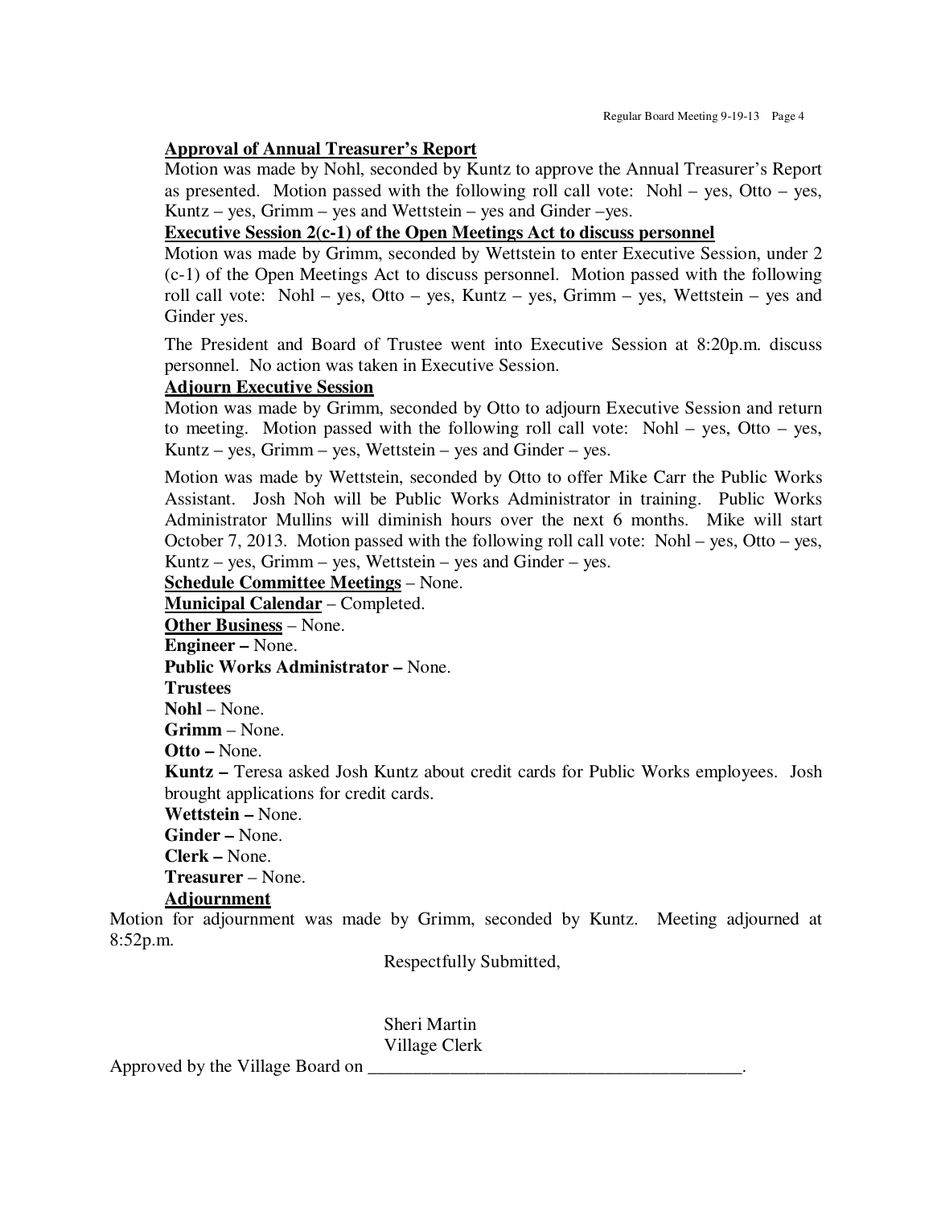**<u>Approval of Annual Treasurer's Report</u>**

Motion was made by Nohl, seconded by Kuntz to approve the Annual Treasurer's Report as presented. Motion passed with the following roll call vote: Nohl – yes, Otto – yes, Kuntz – yes, Grimm – yes and Wettstein – yes and Ginder –yes.

**<u>Executive Session 2(c-1) of the Open Meetings Act to discuss personnel</u>**

Motion was made by Grimm, seconded by Wettstein to enter Executive Session, under 2 (c-1) of the Open Meetings Act to discuss personnel. Motion passed with the following roll call vote: Nohl – yes, Otto – yes, Kuntz – yes, Grimm – yes, Wettstein – yes and Ginder yes.

The President and Board of Trustee went into Executive Session at 8:20p.m. discuss personnel. No action was taken in Executive Session.

**<u>Adjourn Executive Session</u>**

Motion was made by Grimm, seconded by Otto to adjourn Executive Session and return to meeting. Motion passed with the following roll call vote: Nohl – yes, Otto – yes, Kuntz – yes, Grimm – yes, Wettstein – yes and Ginder – yes.

Motion was made by Wettstein, seconded by Otto to offer Mike Carr the Public Works Assistant. Josh Noh will be Public Works Administrator in training. Public Works Administrator Mullins will diminish hours over the next 6 months. Mike will start October 7, 2013. Motion passed with the following roll call vote: Nohl – yes, Otto – yes, Kuntz – yes, Grimm – yes, Wettstein – yes and Ginder – yes.

**<u>Schedule Committee Meetings</u>** – None.

**<u>Municipal Calendar</u>** – Completed.

**<u>Other Business</u>** – None.

**Engineer –** None.

**Public Works Administrator –** None.

**Trustees**

**Nohl** – None.

**Grimm** – None.

**Otto –** None.

**Kuntz –** Teresa asked Josh Kuntz about credit cards for Public Works employees. Josh brought applications for credit cards.

**Wettstein –** None.

**Ginder –** None.

**Clerk –** None.

**Treasurer** – None.

**<u>Adjournment</u>**

Motion for adjournment was made by Grimm, seconded by Kuntz. Meeting adjourned at 8:52p.m.

Respectfully Submitted,

Sheri Martin
Village Clerk

Approved by the Village Board on ________________________________________.